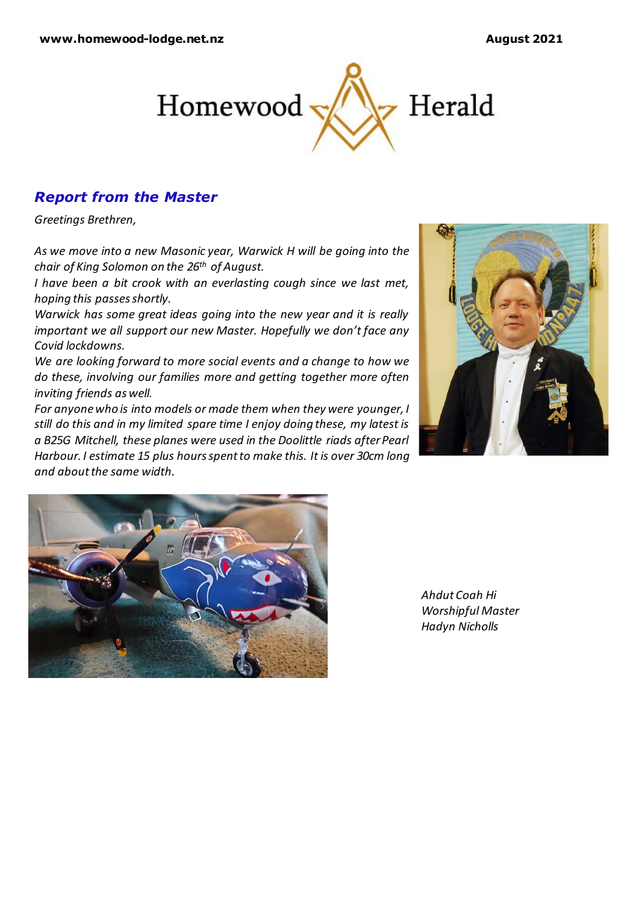# Homewood Herald

## *Report from the Master*

*Greetings Brethren,*

*As we move into a new Masonic year, Warwick H will be going into the chair of King Solomon on the 26th of August.*

*I have been a bit crook with an everlasting cough since we last met, hoping this passes shortly.*

*Warwick has some great ideas going into the new year and it is really important we all support our new Master. Hopefully we don't face any Covid lockdowns.*

*We are looking forward to more social events and a change to how we do these, involving our families more and getting together more often inviting friends as well.*

*For anyone who is into models or made them when they were younger, I still do this and in my limited spare time I enjoy doing these, my latest is a B25G Mitchell, these planes were used in the Doolittle riads after Pearl Harbour. I estimate 15 plus hours spent to make this. It is over 30cm long and about the same width.*

*Ahdut Coah Hi*
*Worshipful Master*
*Hadyn Nicholls*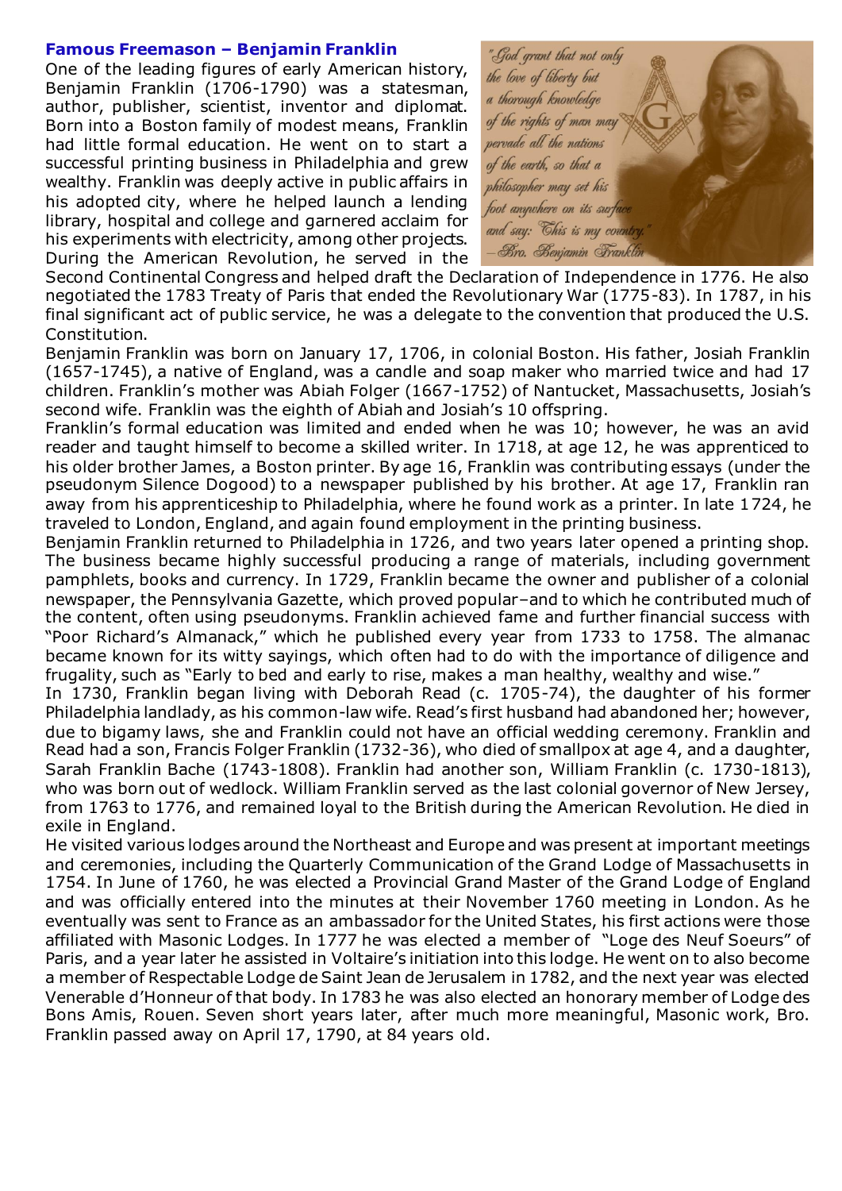### Famous Freemason – Benjamin Franklin

One of the leading figures of early American history, Benjamin Franklin (1706-1790) was a statesman, author, publisher, scientist, inventor and diplomat. Born into a Boston family of modest means, Franklin had little formal education. He went on to start a successful printing business in Philadelphia and grew wealthy. Franklin was deeply active in public affairs in his adopted city, where he helped launch a lending library, hospital and college and garnered acclaim for his experiments with electricity, among other projects. During the American Revolution, he served in the Second Continental Congress and helped draft the Declaration of Independence in 1776. He also negotiated the 1783 Treaty of Paris that ended the Revolutionary War (1775-83). In 1787, in his final significant act of public service, he was a delegate to the convention that produced the U.S. Constitution.

Benjamin Franklin was born on January 17, 1706, in colonial Boston. His father, Josiah Franklin (1657-1745), a native of England, was a candle and soap maker who married twice and had 17 children. Franklin's mother was Abiah Folger (1667-1752) of Nantucket, Massachusetts, Josiah's second wife. Franklin was the eighth of Abiah and Josiah's 10 offspring.

Franklin's formal education was limited and ended when he was 10; however, he was an avid reader and taught himself to become a skilled writer. In 1718, at age 12, he was apprenticed to his older brother James, a Boston printer. By age 16, Franklin was contributing essays (under the pseudonym Silence Dogood) to a newspaper published by his brother. At age 17, Franklin ran away from his apprenticeship to Philadelphia, where he found work as a printer. In late 1724, he traveled to London, England, and again found employment in the printing business.

Benjamin Franklin returned to Philadelphia in 1726, and two years later opened a printing shop. The business became highly successful producing a range of materials, including government pamphlets, books and currency. In 1729, Franklin became the owner and publisher of a colonial newspaper, the Pennsylvania Gazette, which proved popular–and to which he contributed much of the content, often using pseudonyms. Franklin achieved fame and further financial success with "Poor Richard's Almanack," which he published every year from 1733 to 1758. The almanac became known for its witty sayings, which often had to do with the importance of diligence and frugality, such as "Early to bed and early to rise, makes a man healthy, wealthy and wise."

In 1730, Franklin began living with Deborah Read (c. 1705-74), the daughter of his former Philadelphia landlady, as his common-law wife. Read's first husband had abandoned her; however, due to bigamy laws, she and Franklin could not have an official wedding ceremony. Franklin and Read had a son, Francis Folger Franklin (1732-36), who died of smallpox at age 4, and a daughter, Sarah Franklin Bache (1743-1808). Franklin had another son, William Franklin (c. 1730-1813), who was born out of wedlock. William Franklin served as the last colonial governor of New Jersey, from 1763 to 1776, and remained loyal to the British during the American Revolution. He died in exile in England.

He visited various lodges around the Northeast and Europe and was present at important meetings and ceremonies, including the Quarterly Communication of the Grand Lodge of Massachusetts in 1754. In June of 1760, he was elected a Provincial Grand Master of the Grand Lodge of England and was officially entered into the minutes at their November 1760 meeting in London. As he eventually was sent to France as an ambassador for the United States, his first actions were those affiliated with Masonic Lodges. In 1777 he was elected a member of "Loge des Neuf Soeurs" of Paris, and a year later he assisted in Voltaire's initiation into this lodge. He went on to also become a member of Respectable Lodge de Saint Jean de Jerusalem in 1782, and the next year was elected Venerable d'Honneur of that body. In 1783 he was also elected an honorary member of Lodge des Bons Amis, Rouen. Seven short years later, after much more meaningful, Masonic work, Bro. Franklin passed away on April 17, 1790, at 84 years old.

"God grant that not only the love of liberty but a thorough knowledge of the rights of man may pervade all the nations of the earth, so that a philosopher may set his foot anywhere on its surface and say: This is my country." – Bro. Benjamin Franklin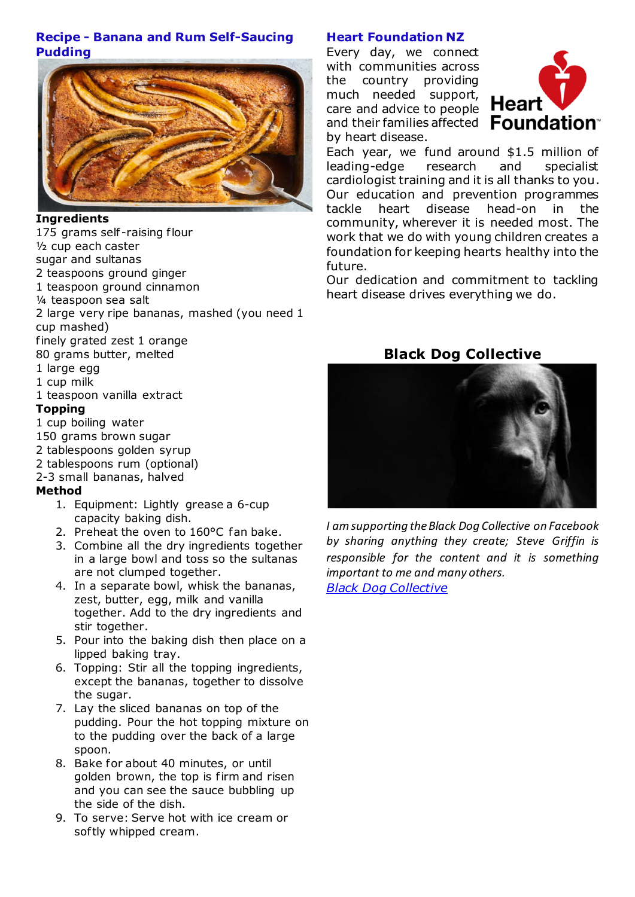## Recipe - Banana and Rum Self-Saucing Pudding

**Ingredients**

175 grams self-raising flour
½ cup each caster sugar and sultanas
2 teaspoons ground ginger
1 teaspoon ground cinnamon
¼ teaspoon sea salt
2 large very ripe bananas, mashed (you need 1 cup mashed)
finely grated zest 1 orange
80 grams butter, melted
1 large egg
1 cup milk
1 teaspoon vanilla extract

**Topping**

1 cup boiling water
150 grams brown sugar
2 tablespoons golden syrup
2 tablespoons rum (optional)
2-3 small bananas, halved

**Method**

1. Equipment: Lightly grease a 6-cup capacity baking dish.
2. Preheat the oven to 160°C fan bake.
3. Combine all the dry ingredients together in a large bowl and toss so the sultanas are not clumped together.
4. In a separate bowl, whisk the bananas, zest, butter, egg, milk and vanilla together. Add to the dry ingredients and stir together.
5. Pour into the baking dish then place on a lipped baking tray.
6. Topping: Stir all the topping ingredients, except the bananas, together to dissolve the sugar.
7. Lay the sliced bananas on top of the pudding. Pour the hot topping mixture on to the pudding over the back of a large spoon.
8. Bake for about 40 minutes, or until golden brown, the top is firm and risen and you can see the sauce bubbling up the side of the dish.
9. To serve: Serve hot with ice cream or softly whipped cream.

## Heart Foundation NZ

Every day, we connect with communities across the country providing much needed support, care and advice to people and their families affected by heart disease.

Each year, we fund around $1.5 million of leading-edge research and specialist cardiologist training and it is all thanks to you. Our education and prevention programmes tackle heart disease head-on in the community, wherever it is needed most. The work that we do with young children creates a foundation for keeping hearts healthy into the future.

Our dedication and commitment to tackling heart disease drives everything we do.

## Black Dog Collective

*I am supporting the Black Dog Collective on Facebook by sharing anything they create; Steve Griffin is responsible for the content and it is something important to me and many others.*

[Black Dog Collective]